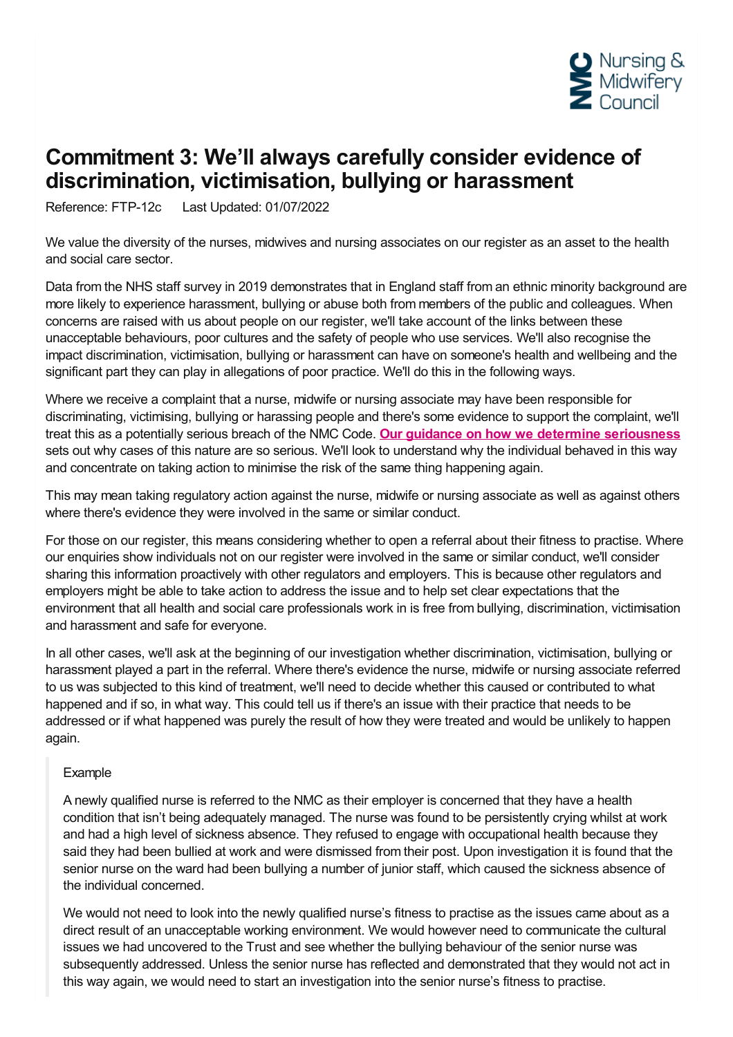# Commitment 3: We'll always carefully consider evidence of discrimination, victimisation, bullying or harassment

Reference: FTP-12c   Last Updated: 01/07/2022

We value the diversity of the nurses, midwives and nursing associates on our register as an asset to the health and social care sector.

Data from the NHS staff survey in 2019 demonstrates that in England staff from an ethnic minority background are more likely to experience harassment, bullying or abuse both from members of the public and colleagues. When concerns are raised with us about people on our register, we'll take account of the links between these unacceptable behaviours, poor cultures and the safety of people who use services. We'll also recognise the impact discrimination, victimisation, bullying or harassment can have on someone's health and wellbeing and the significant part they can play in allegations of poor practice. We'll do this in the following ways.

Where we receive a complaint that a nurse, midwife or nursing associate may have been responsible for discriminating, victimising, bullying or harassing people and there's some evidence to support the complaint, we'll treat this as a potentially serious breach of the NMC Code. **Our guidance on how we determine seriousness** sets out why cases of this nature are so serious. We'll look to understand why the individual behaved in this way and concentrate on taking action to minimise the risk of the same thing happening again.

This may mean taking regulatory action against the nurse, midwife or nursing associate as well as against others where there's evidence they were involved in the same or similar conduct.

For those on our register, this means considering whether to open a referral about their fitness to practise. Where our enquiries show individuals not on our register were involved in the same or similar conduct, we'll consider sharing this information proactively with other regulators and employers. This is because other regulators and employers might be able to take action to address the issue and to help set clear expectations that the environment that all health and social care professionals work in is free from bullying, discrimination, victimisation and harassment and safe for everyone.

In all other cases, we'll ask at the beginning of our investigation whether discrimination, victimisation, bullying or harassment played a part in the referral. Where there's evidence the nurse, midwife or nursing associate referred to us was subjected to this kind of treatment, we'll need to decide whether this caused or contributed to what happened and if so, in what way. This could tell us if there's an issue with their practice that needs to be addressed or if what happened was purely the result of how they were treated and would be unlikely to happen again.

> Example
>
> A newly qualified nurse is referred to the NMC as their employer is concerned that they have a health condition that isn't being adequately managed. The nurse was found to be persistently crying whilst at work and had a high level of sickness absence. They refused to engage with occupational health because they said they had been bullied at work and were dismissed from their post. Upon investigation it is found that the senior nurse on the ward had been bullying a number of junior staff, which caused the sickness absence of the individual concerned.
>
> We would not need to look into the newly qualified nurse's fitness to practise as the issues came about as a direct result of an unacceptable working environment. We would however need to communicate the cultural issues we had uncovered to the Trust and see whether the bullying behaviour of the senior nurse was subsequently addressed. Unless the senior nurse has reflected and demonstrated that they would not act in this way again, we would need to start an investigation into the senior nurse's fitness to practise.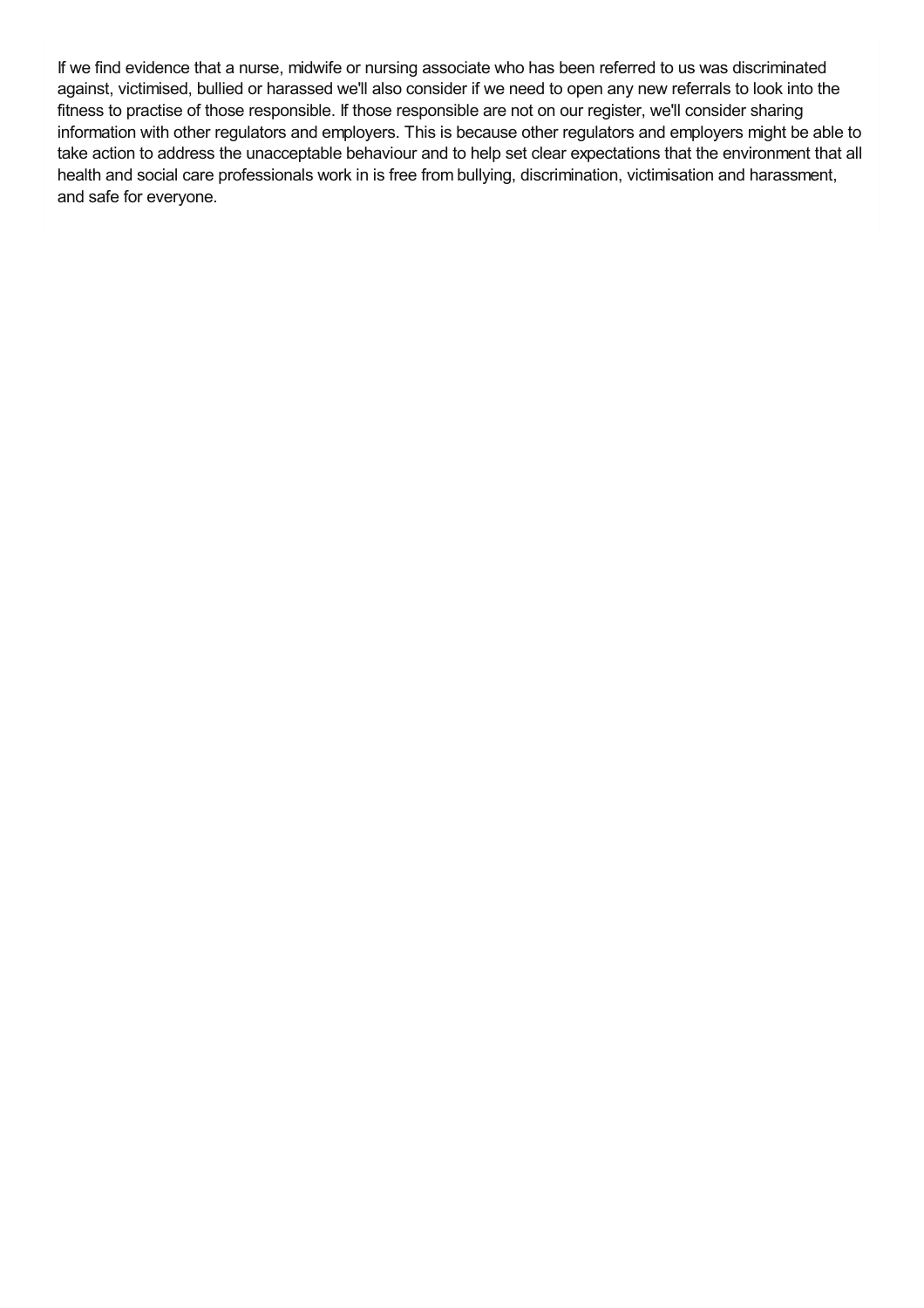If we find evidence that a nurse, midwife or nursing associate who has been referred to us was discriminated against, victimised, bullied or harassed we'll also consider if we need to open any new referrals to look into the fitness to practise of those responsible. If those responsible are not on our register, we'll consider sharing information with other regulators and employers. This is because other regulators and employers might be able to take action to address the unacceptable behaviour and to help set clear expectations that the environment that all health and social care professionals work in is free from bullying, discrimination, victimisation and harassment, and safe for everyone.